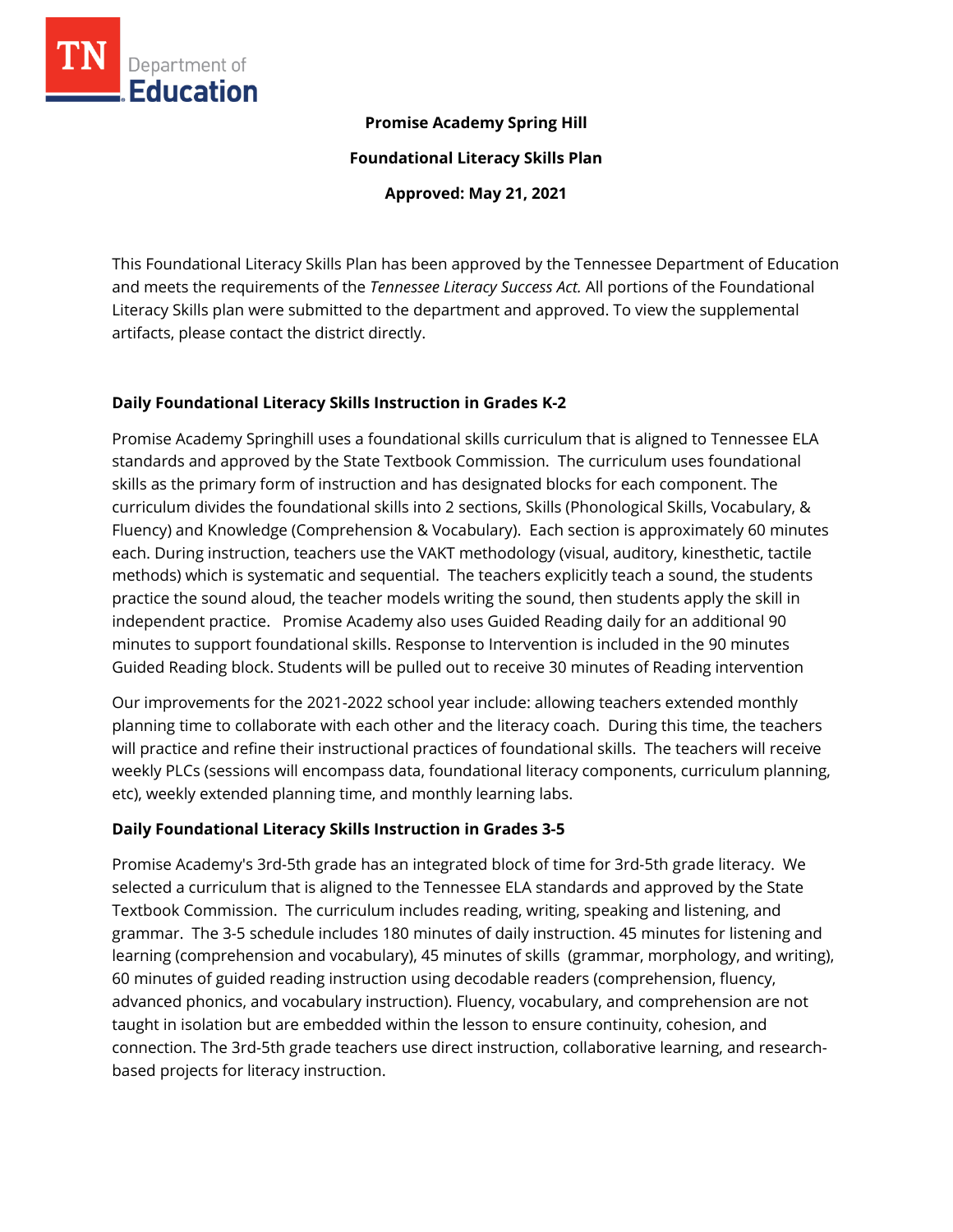**Promise Academy Spring Hill**

**Foundational Literacy Skills Plan**

**Approved: May 21, 2021**

This Foundational Literacy Skills Plan has been approved by the Tennessee Department of Education and meets the requirements of the *Tennessee Literacy Success Act.* All portions of the Foundational Literacy Skills plan were submitted to the department and approved. To view the supplemental artifacts, please contact the district directly.

## Daily Foundational Literacy Skills Instruction in Grades K-2

Promise Academy Springhill uses a foundational skills curriculum that is aligned to Tennessee ELA standards and approved by the State Textbook Commission. The curriculum uses foundational skills as the primary form of instruction and has designated blocks for each component. The curriculum divides the foundational skills into 2 sections, Skills (Phonological Skills, Vocabulary, & Fluency) and Knowledge (Comprehension & Vocabulary). Each section is approximately 60 minutes each. During instruction, teachers use the VAKT methodology (visual, auditory, kinesthetic, tactile methods) which is systematic and sequential. The teachers explicitly teach a sound, the students practice the sound aloud, the teacher models writing the sound, then students apply the skill in independent practice. Promise Academy also uses Guided Reading daily for an additional 90 minutes to support foundational skills. Response to Intervention is included in the 90 minutes Guided Reading block. Students will be pulled out to receive 30 minutes of Reading intervention

Our improvements for the 2021-2022 school year include: allowing teachers extended monthly planning time to collaborate with each other and the literacy coach. During this time, the teachers will practice and refine their instructional practices of foundational skills. The teachers will receive weekly PLCs (sessions will encompass data, foundational literacy components, curriculum planning, etc), weekly extended planning time, and monthly learning labs.

## Daily Foundational Literacy Skills Instruction in Grades 3-5

Promise Academy's 3rd-5th grade has an integrated block of time for 3rd-5th grade literacy. We selected a curriculum that is aligned to the Tennessee ELA standards and approved by the State Textbook Commission. The curriculum includes reading, writing, speaking and listening, and grammar. The 3-5 schedule includes 180 minutes of daily instruction. 45 minutes for listening and learning (comprehension and vocabulary), 45 minutes of skills (grammar, morphology, and writing), 60 minutes of guided reading instruction using decodable readers (comprehension, fluency, advanced phonics, and vocabulary instruction). Fluency, vocabulary, and comprehension are not taught in isolation but are embedded within the lesson to ensure continuity, cohesion, and connection. The 3rd-5th grade teachers use direct instruction, collaborative learning, and research-based projects for literacy instruction.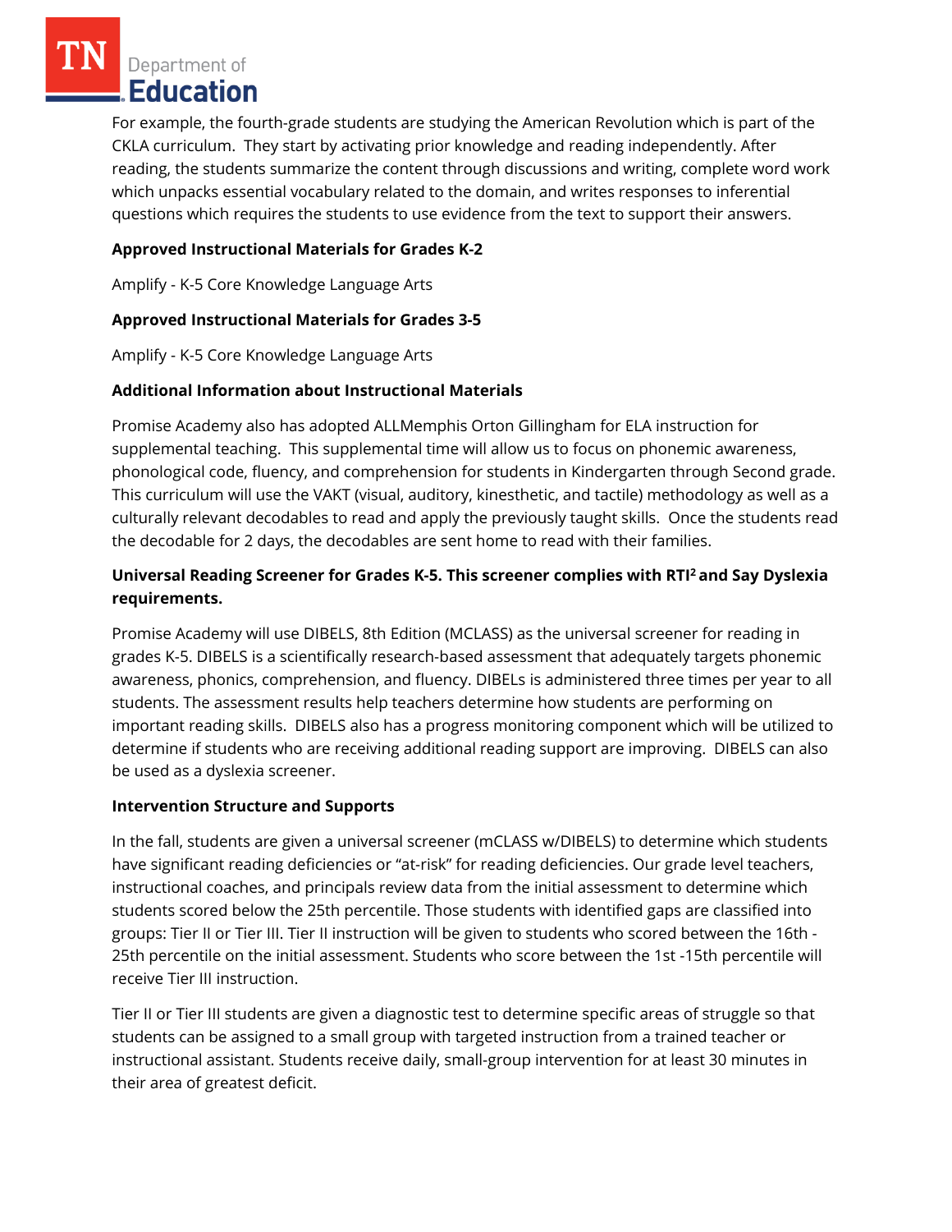For example, the fourth-grade students are studying the American Revolution which is part of the CKLA curriculum. They start by activating prior knowledge and reading independently. After reading, the students summarize the content through discussions and writing, complete word work which unpacks essential vocabulary related to the domain, and writes responses to inferential questions which requires the students to use evidence from the text to support their answers.

**Approved Instructional Materials for Grades K-2**

Amplify - K-5 Core Knowledge Language Arts

**Approved Instructional Materials for Grades 3-5**

Amplify - K-5 Core Knowledge Language Arts

**Additional Information about Instructional Materials**

Promise Academy also has adopted ALLMemphis Orton Gillingham for ELA instruction for supplemental teaching. This supplemental time will allow us to focus on phonemic awareness, phonological code, fluency, and comprehension for students in Kindergarten through Second grade. This curriculum will use the VAKT (visual, auditory, kinesthetic, and tactile) methodology as well as a culturally relevant decodables to read and apply the previously taught skills. Once the students read the decodable for 2 days, the decodables are sent home to read with their families.

**Universal Reading Screener for Grades K-5. This screener complies with RTI² and Say Dyslexia requirements.**

Promise Academy will use DIBELS, 8th Edition (MCLASS) as the universal screener for reading in grades K-5. DIBELS is a scientifically research-based assessment that adequately targets phonemic awareness, phonics, comprehension, and fluency. DIBELs is administered three times per year to all students. The assessment results help teachers determine how students are performing on important reading skills. DIBELS also has a progress monitoring component which will be utilized to determine if students who are receiving additional reading support are improving. DIBELS can also be used as a dyslexia screener.

**Intervention Structure and Supports**

In the fall, students are given a universal screener (mCLASS w/DIBELS) to determine which students have significant reading deficiencies or "at-risk" for reading deficiencies. Our grade level teachers, instructional coaches, and principals review data from the initial assessment to determine which students scored below the 25th percentile. Those students with identified gaps are classified into groups: Tier II or Tier III. Tier II instruction will be given to students who scored between the 16th - 25th percentile on the initial assessment. Students who score between the 1st -15th percentile will receive Tier III instruction.

Tier II or Tier III students are given a diagnostic test to determine specific areas of struggle so that students can be assigned to a small group with targeted instruction from a trained teacher or instructional assistant. Students receive daily, small-group intervention for at least 30 minutes in their area of greatest deficit.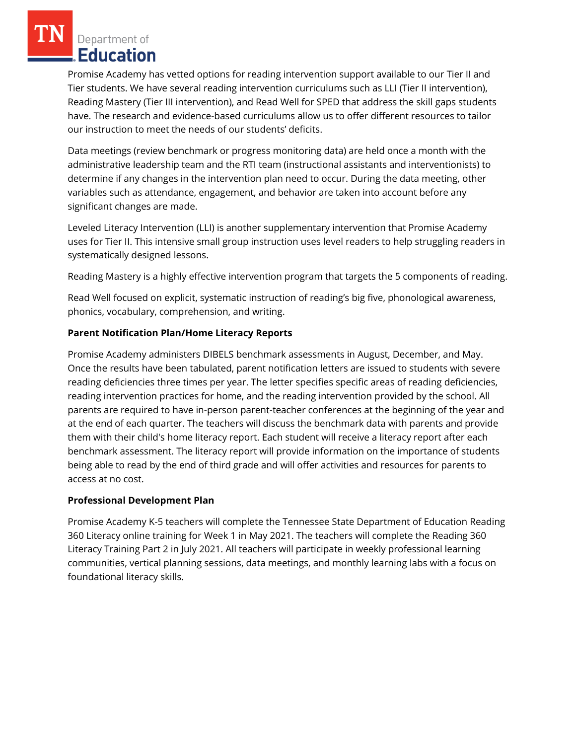Promise Academy has vetted options for reading intervention support available to our Tier II and Tier students. We have several reading intervention curriculums such as LLI (Tier II intervention), Reading Mastery (Tier III intervention), and Read Well for SPED that address the skill gaps students have. The research and evidence-based curriculums allow us to offer different resources to tailor our instruction to meet the needs of our students' deficits.

Data meetings (review benchmark or progress monitoring data) are held once a month with the administrative leadership team and the RTI team (instructional assistants and interventionists) to determine if any changes in the intervention plan need to occur. During the data meeting, other variables such as attendance, engagement, and behavior are taken into account before any significant changes are made.

Leveled Literacy Intervention (LLI) is another supplementary intervention that Promise Academy uses for Tier II. This intensive small group instruction uses level readers to help struggling readers in systematically designed lessons.

Reading Mastery is a highly effective intervention program that targets the 5 components of reading.

Read Well focused on explicit, systematic instruction of reading's big five, phonological awareness, phonics, vocabulary, comprehension, and writing.

**Parent Notification Plan/Home Literacy Reports**

Promise Academy administers DIBELS benchmark assessments in August, December, and May. Once the results have been tabulated, parent notification letters are issued to students with severe reading deficiencies three times per year. The letter specifies specific areas of reading deficiencies, reading intervention practices for home, and the reading intervention provided by the school. All parents are required to have in-person parent-teacher conferences at the beginning of the year and at the end of each quarter. The teachers will discuss the benchmark data with parents and provide them with their child's home literacy report. Each student will receive a literacy report after each benchmark assessment. The literacy report will provide information on the importance of students being able to read by the end of third grade and will offer activities and resources for parents to access at no cost.

**Professional Development Plan**

Promise Academy K-5 teachers will complete the Tennessee State Department of Education Reading 360 Literacy online training for Week 1 in May 2021. The teachers will complete the Reading 360 Literacy Training Part 2 in July 2021. All teachers will participate in weekly professional learning communities, vertical planning sessions, data meetings, and monthly learning labs with a focus on foundational literacy skills.